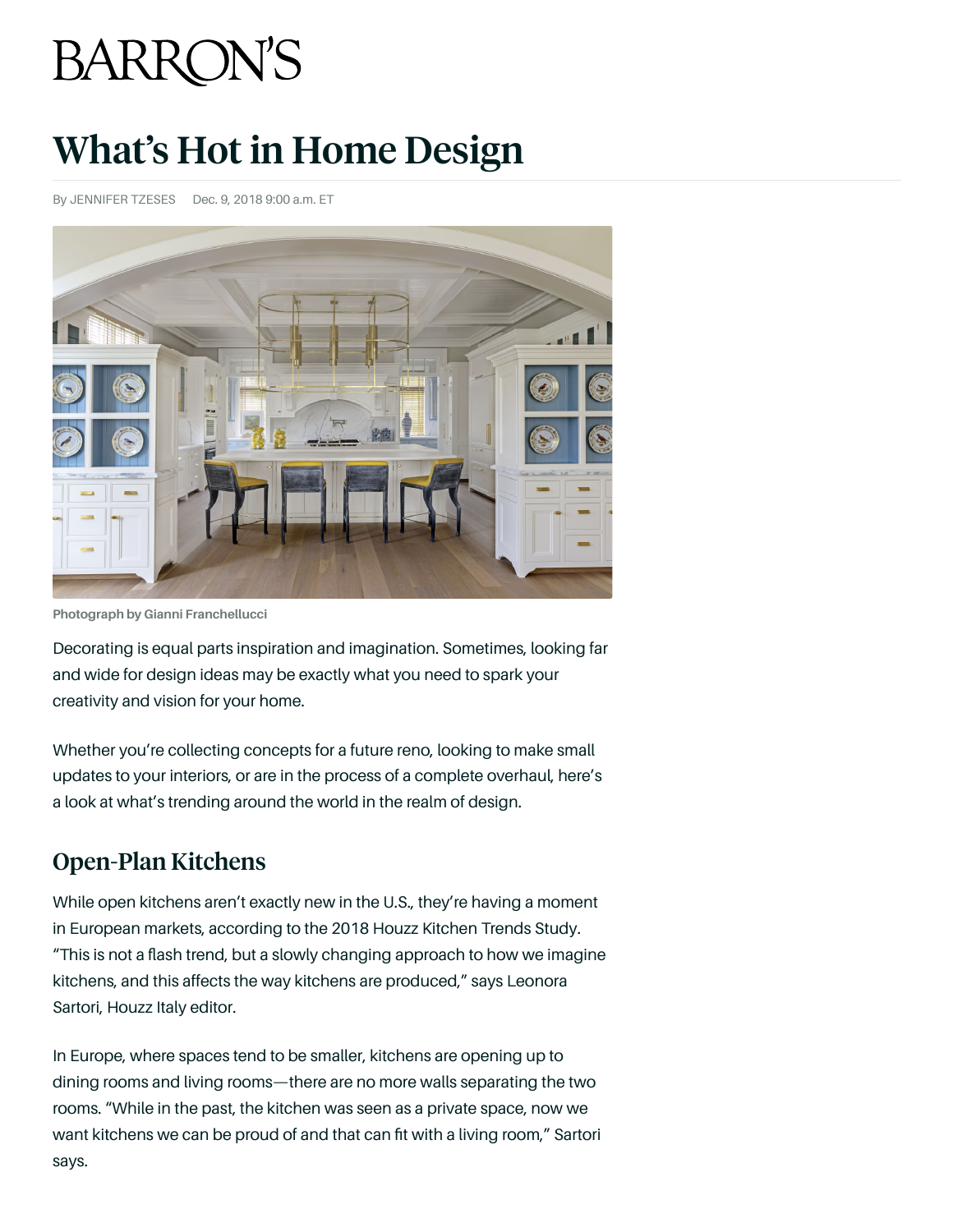# BARRON'S

# What's Hot in Home Design

By JENNIFER TZESES Dec. 9, 2018 9:00 a.m. ET

Photograph by Gianni Franchellucci

Decorating is equal parts inspiration and imagination. Sometimes, looking far and wide for design ideas may be exactly what you need to spark your creativity and vision for your home.

Whether you're collecting concepts for a future reno, looking to make small updates to your interiors, or are in the process of a complete overhaul, here's a look at what's trending around the world in the realm of design.

## Open-Plan Kitchens

While open kitchens aren't exactly new in the U.S., they're having a moment in European markets, according to the 2018 Houzz Kitchen Trends Study. "This is not a flash trend, but a slowly changing approach to how we imagine kitchens, and this affects the way kitchens are produced," says Leonora Sartori, Houzz Italy editor.

In Europe, where spaces tend to be smaller, kitchens are opening up to dining rooms and living rooms—there are no more walls separating the two rooms. "While in the past, the kitchen was seen as a private space, now we want kitchens we can be proud of and that can fit with a living room," Sartori says.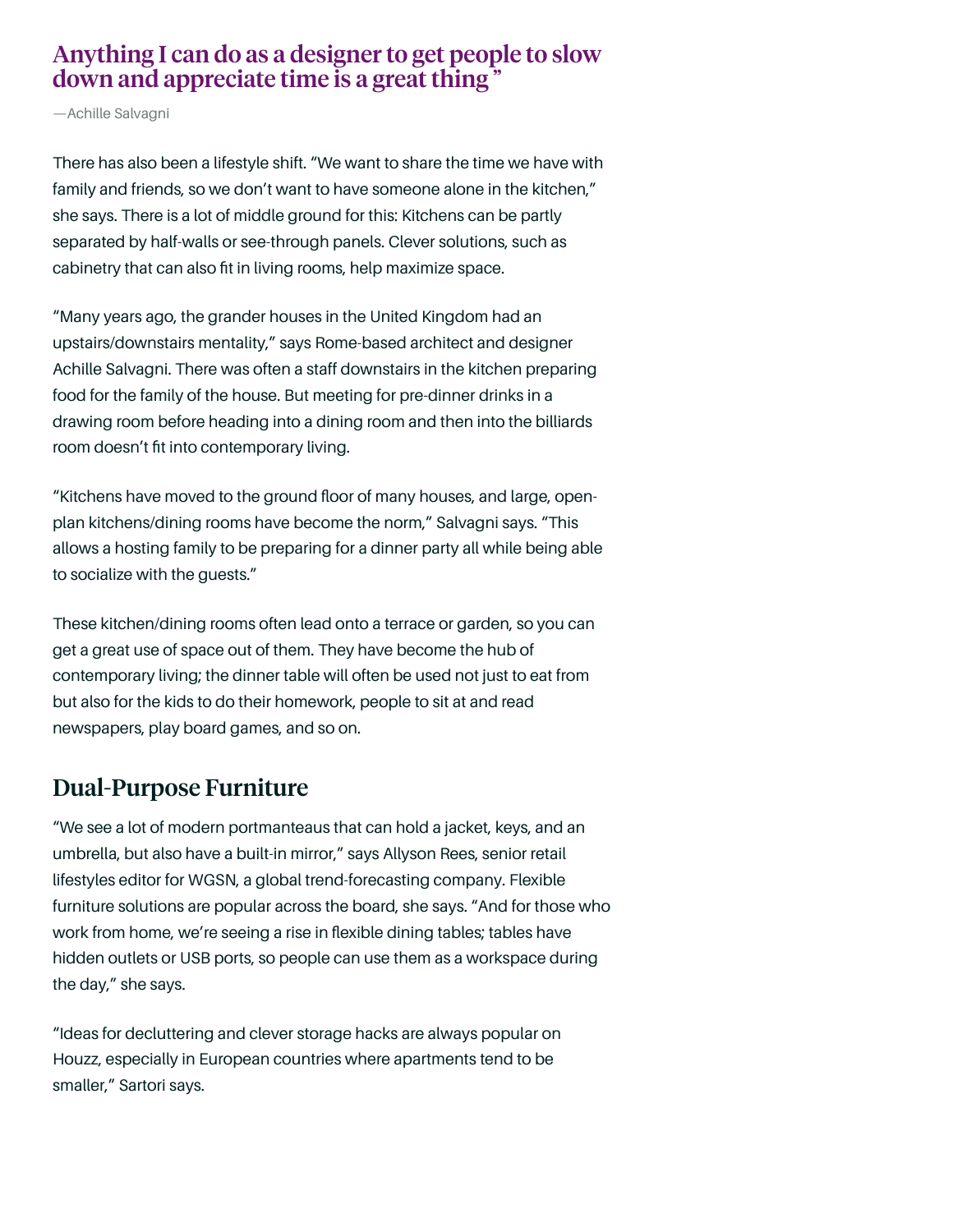> **Anything I can do as a designer to get people to slow down and appreciate time is a great thing ”**
>
> —Achille Salvagni

There has also been a lifestyle shift. “We want to share the time we have with family and friends, so we don’t want to have someone alone in the kitchen,” she says. There is a lot of middle ground for this: Kitchens can be partly separated by half-walls or see-through panels. Clever solutions, such as cabinetry that can also fit in living rooms, help maximize space.

“Many years ago, the grander houses in the United Kingdom had an upstairs/downstairs mentality,” says Rome-based architect and designer Achille Salvagni. There was often a staff downstairs in the kitchen preparing food for the family of the house. But meeting for pre-dinner drinks in a drawing room before heading into a dining room and then into the billiards room doesn’t fit into contemporary living.

“Kitchens have moved to the ground floor of many houses, and large, open-plan kitchens/dining rooms have become the norm,” Salvagni says. “This allows a hosting family to be preparing for a dinner party all while being able to socialize with the guests.”

These kitchen/dining rooms often lead onto a terrace or garden, so you can get a great use of space out of them. They have become the hub of contemporary living; the dinner table will often be used not just to eat from but also for the kids to do their homework, people to sit at and read newspapers, play board games, and so on.

## Dual-Purpose Furniture

“We see a lot of modern portmanteaus that can hold a jacket, keys, and an umbrella, but also have a built-in mirror,” says Allyson Rees, senior retail lifestyles editor for WGSN, a global trend-forecasting company. Flexible furniture solutions are popular across the board, she says. “And for those who work from home, we’re seeing a rise in flexible dining tables; tables have hidden outlets or USB ports, so people can use them as a workspace during the day,” she says.

“Ideas for decluttering and clever storage hacks are always popular on Houzz, especially in European countries where apartments tend to be smaller,” Sartori says.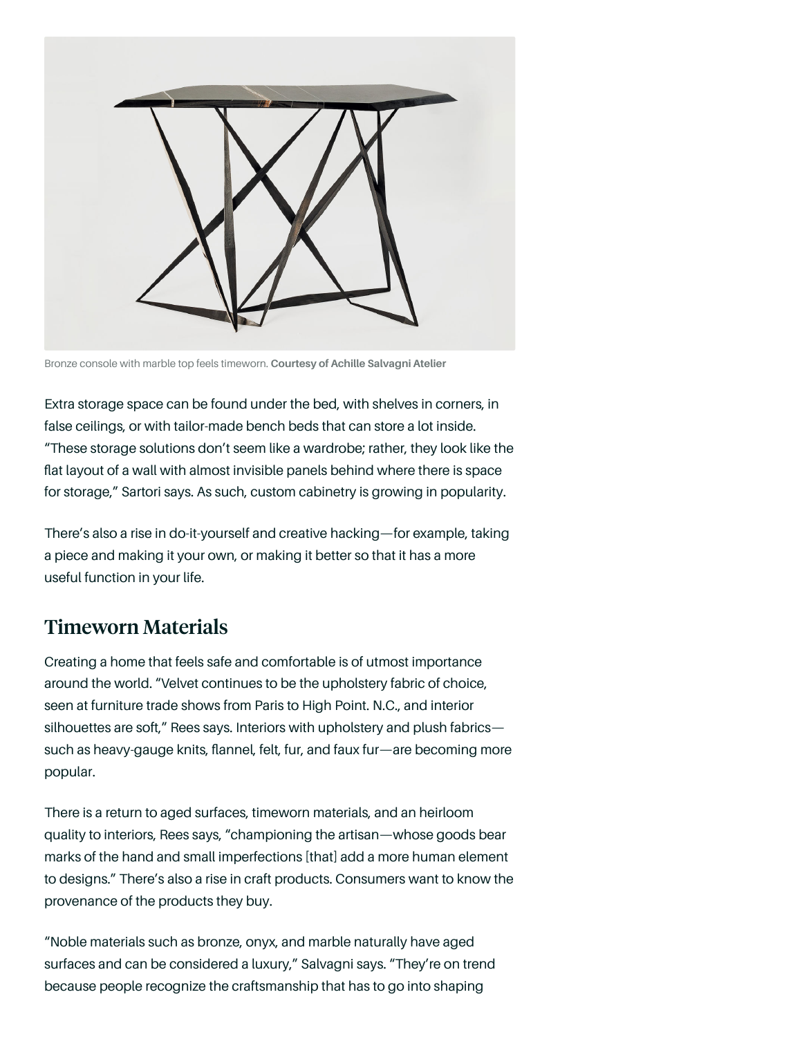Bronze console with marble top feels timeworn. **Courtesy of Achille Salvagni Atelier**

Extra storage space can be found under the bed, with shelves in corners, in false ceilings, or with tailor-made bench beds that can store a lot inside. "These storage solutions don't seem like a wardrobe; rather, they look like the flat layout of a wall with almost invisible panels behind where there is space for storage," Sartori says. As such, custom cabinetry is growing in popularity.

There's also a rise in do-it-yourself and creative hacking—for example, taking a piece and making it your own, or making it better so that it has a more useful function in your life.

## Timeworn Materials

Creating a home that feels safe and comfortable is of utmost importance around the world. "Velvet continues to be the upholstery fabric of choice, seen at furniture trade shows from Paris to High Point. N.C., and interior silhouettes are soft," Rees says. Interiors with upholstery and plush fabrics—such as heavy-gauge knits, flannel, felt, fur, and faux fur—are becoming more popular.

There is a return to aged surfaces, timeworn materials, and an heirloom quality to interiors, Rees says, "championing the artisan—whose goods bear marks of the hand and small imperfections [that] add a more human element to designs." There's also a rise in craft products. Consumers want to know the provenance of the products they buy.

"Noble materials such as bronze, onyx, and marble naturally have aged surfaces and can be considered a luxury," Salvagni says. "They're on trend because people recognize the craftsmanship that has to go into shaping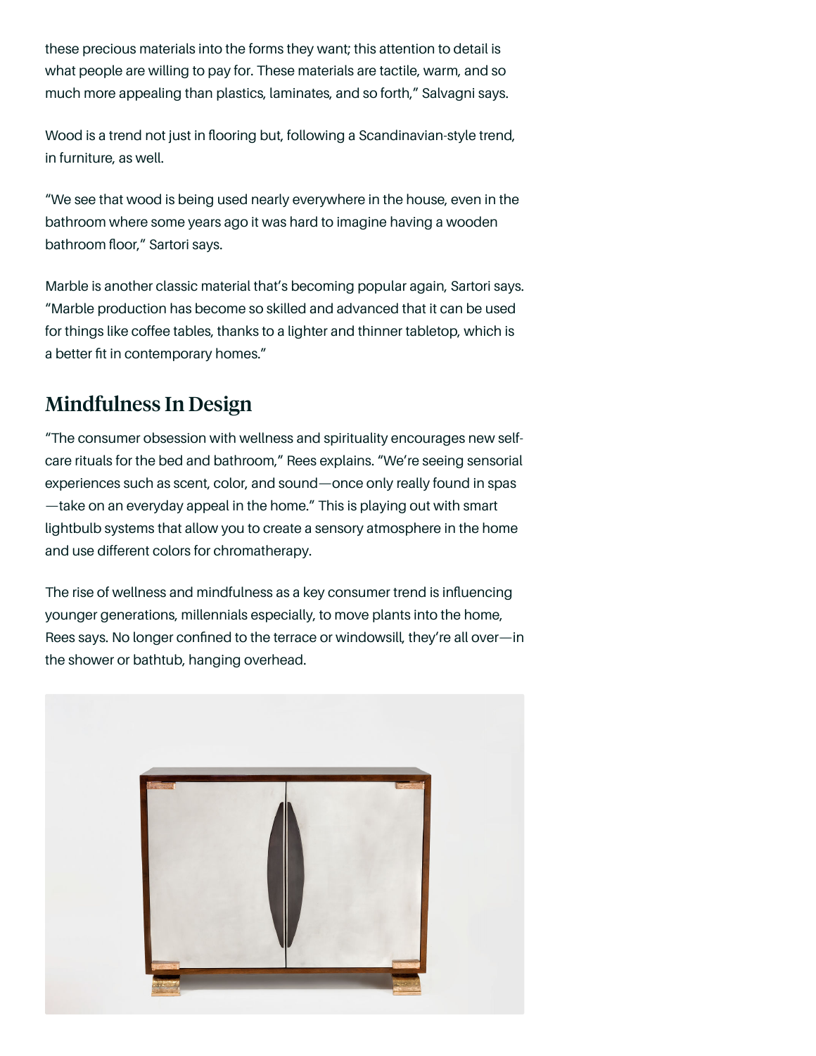these precious materials into the forms they want; this attention to detail is what people are willing to pay for. These materials are tactile, warm, and so much more appealing than plastics, laminates, and so forth," Salvagni says.

Wood is a trend not just in flooring but, following a Scandinavian-style trend, in furniture, as well.

"We see that wood is being used nearly everywhere in the house, even in the bathroom where some years ago it was hard to imagine having a wooden bathroom floor," Sartori says.

Marble is another classic material that's becoming popular again, Sartori says. "Marble production has become so skilled and advanced that it can be used for things like coffee tables, thanks to a lighter and thinner tabletop, which is a better fit in contemporary homes."

## Mindfulness In Design

"The consumer obsession with wellness and spirituality encourages new self-care rituals for the bed and bathroom," Rees explains. "We're seeing sensorial experiences such as scent, color, and sound—once only really found in spas—take on an everyday appeal in the home." This is playing out with smart lightbulb systems that allow you to create a sensory atmosphere in the home and use different colors for chromatherapy.

The rise of wellness and mindfulness as a key consumer trend is influencing younger generations, millennials especially, to move plants into the home, Rees says. No longer confined to the terrace or windowsill, they're all over—in the shower or bathtub, hanging overhead.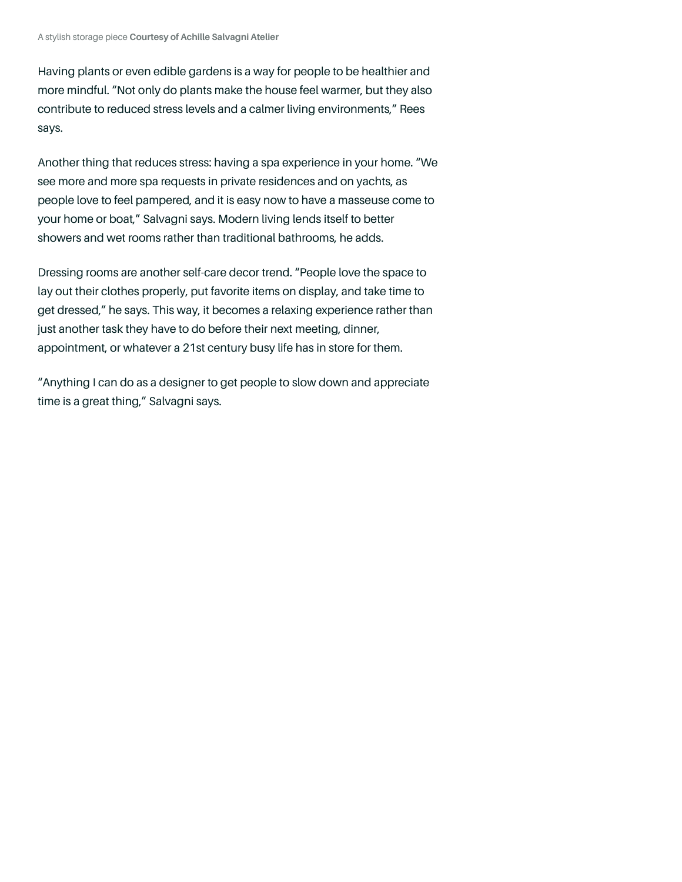A stylish storage piece **Courtesy of Achille Salvagni Atelier**

Having plants or even edible gardens is a way for people to be healthier and more mindful. “Not only do plants make the house feel warmer, but they also contribute to reduced stress levels and a calmer living environments,” Rees says.

Another thing that reduces stress: having a spa experience in your home. “We see more and more spa requests in private residences and on yachts, as people love to feel pampered, and it is easy now to have a masseuse come to your home or boat,” Salvagni says. Modern living lends itself to better showers and wet rooms rather than traditional bathrooms, he adds.

Dressing rooms are another self-care decor trend. “People love the space to lay out their clothes properly, put favorite items on display, and take time to get dressed,” he says. This way, it becomes a relaxing experience rather than just another task they have to do before their next meeting, dinner, appointment, or whatever a 21st century busy life has in store for them.

“Anything I can do as a designer to get people to slow down and appreciate time is a great thing,” Salvagni says.